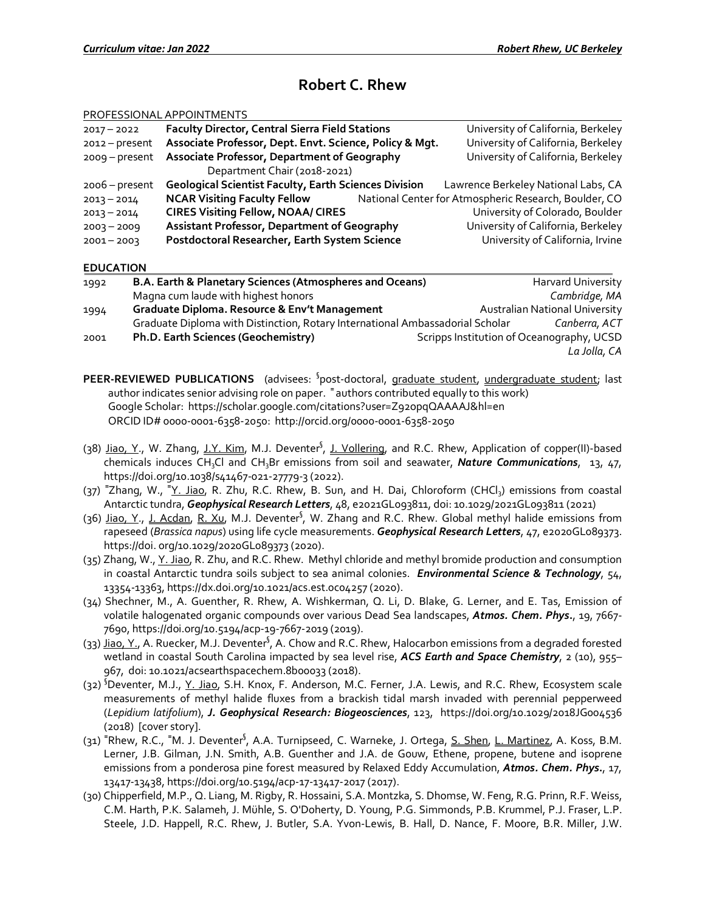# Robert C. Rhew

## PROFESSIONAL APPOINTMENTS

| | | |
|---|---|---|
| 2017 – 2022 | **Faculty Director, Central Sierra Field Stations** | University of California, Berkeley |
| 2012 – present | **Associate Professor, Dept. Envt. Science, Policy & Mgt.** | University of California, Berkeley |
| 2009 – present | **Associate Professor, Department of Geography** | University of California, Berkeley |
| | Department Chair (2018-2021) | |
| 2006 – present | **Geological Scientist Faculty, Earth Sciences Division** | Lawrence Berkeley National Labs, CA |
| 2013 – 2014 | **NCAR Visiting Faculty Fellow** | National Center for Atmospheric Research, Boulder, CO |
| 2013 – 2014 | **CIRES Visiting Fellow, NOAA/ CIRES** | University of Colorado, Boulder |
| 2003 – 2009 | **Assistant Professor, Department of Geography** | University of California, Berkeley |
| 2001 – 2003 | **Postdoctoral Researcher, Earth System Science** | University of California, Irvine |

## EDUCATION

| | | |
|---|---|---|
| 1992 | **B.A. Earth & Planetary Sciences (Atmospheres and Oceans)** | Harvard University |
| | Magna cum laude with highest honors | *Cambridge, MA* |
| 1994 | **Graduate Diploma. Resource & Env't Management** | Australian National University |
| | Graduate Diploma with Distinction, Rotary International Ambassadorial Scholar | *Canberra, ACT* |
| 2001 | **Ph.D. Earth Sciences (Geochemistry)** | Scripps Institution of Oceanography, UCSD |
| | | *La Jolla, CA* |

**PEER-REVIEWED PUBLICATIONS** (advisees: §post-doctoral, <u>graduate student</u>, <u>undergraduate student</u>; last author indicates senior advising role on paper. ⁼authors contributed equally to this work)
Google Scholar: https://scholar.google.com/citations?user=Z920pqQAAAAJ&hl=en
ORCID ID# 0000-0001-6358-2050: http://orcid.org/0000-0001-6358-2050

(38) <u>Jiao, Y.</u>, W. Zhang, <u>J.Y. Kim</u>, M.J. Deventer§, <u>J. Vollering</u>, and R.C. Rhew, Application of copper(II)-based chemicals induces $CH_3Cl$ and $CH_3Br$ emissions from soil and seawater, ***Nature Communications***, 13, 47, https://doi.org/10.1038/s41467-021-27779-3 (2022).

(37) ⁼Zhang, W., ⁼<u>Y. Jiao</u>, R. Zhu, R.C. Rhew, B. Sun, and H. Dai, Chloroform ($CHCl_3$) emissions from coastal Antarctic tundra, ***Geophysical Research Letters***, 48, e2021GL093811, doi: 10.1029/2021GL093811 (2021)

(36) <u>Jiao, Y.</u>, <u>J. Acdan</u>, <u>R. Xu</u>, M.J. Deventer§, W. Zhang and R.C. Rhew. Global methyl halide emissions from rapeseed (*Brassica napus*) using life cycle measurements. ***Geophysical Research Letters***, 47, e2020GL089373. https://doi. org/10.1029/2020GL089373 (2020).

(35) Zhang, W., <u>Y. Jiao</u>, R. Zhu, and R.C. Rhew. Methyl chloride and methyl bromide production and consumption in coastal Antarctic tundra soils subject to sea animal colonies. ***Environmental Science & Technology***, 54, 13354-13363, https://dx.doi.org/10.1021/acs.est.0c04257 (2020).

(34) Shechner, M., A. Guenther, R. Rhew, A. Wishkerman, Q. Li, D. Blake, G. Lerner, and E. Tas, Emission of volatile halogenated organic compounds over various Dead Sea landscapes, ***Atmos. Chem. Phys.***, 19, 7667-7690, https://doi.org/10.5194/acp-19-7667-2019 (2019).

(33) <u>Jiao, Y.</u>, A. Ruecker, M.J. Deventer§, A. Chow and R.C. Rhew, Halocarbon emissions from a degraded forested wetland in coastal South Carolina impacted by sea level rise, ***ACS Earth and Space Chemistry***, 2 (10), 955–967, doi: 10.1021/acsearthspacechem.8b00033 (2018).

(32) §Deventer, M.J., <u>Y. Jiao</u>, S.H. Knox, F. Anderson, M.C. Ferner, J.A. Lewis, and R.C. Rhew, Ecosystem scale measurements of methyl halide fluxes from a brackish tidal marsh invaded with perennial pepperweed (*Lepidium latifolium*), ***J. Geophysical Research: Biogeosciences***, 123, https://doi.org/10.1029/2018JG004536 (2018) [cover story].

(31) ⁼Rhew, R.C., ⁼M. J. Deventer§, A.A. Turnipseed, C. Warneke, J. Ortega, <u>S. Shen</u>, <u>L. Martinez</u>, A. Koss, B.M. Lerner, J.B. Gilman, J.N. Smith, A.B. Guenther and J.A. de Gouw, Ethene, propene, butene and isoprene emissions from a ponderosa pine forest measured by Relaxed Eddy Accumulation, ***Atmos. Chem. Phys.***, 17, 13417-13438, https://doi.org/10.5194/acp-17-13417-2017 (2017).

(30) Chipperfield, M.P., Q. Liang, M. Rigby, R. Hossaini, S.A. Montzka, S. Dhomse, W. Feng, R.G. Prinn, R.F. Weiss, C.M. Harth, P.K. Salameh, J. Mühle, S. O'Doherty, D. Young, P.G. Simmonds, P.B. Krummel, P.J. Fraser, L.P. Steele, J.D. Happell, R.C. Rhew, J. Butler, S.A. Yvon-Lewis, B. Hall, D. Nance, F. Moore, B.R. Miller, J.W.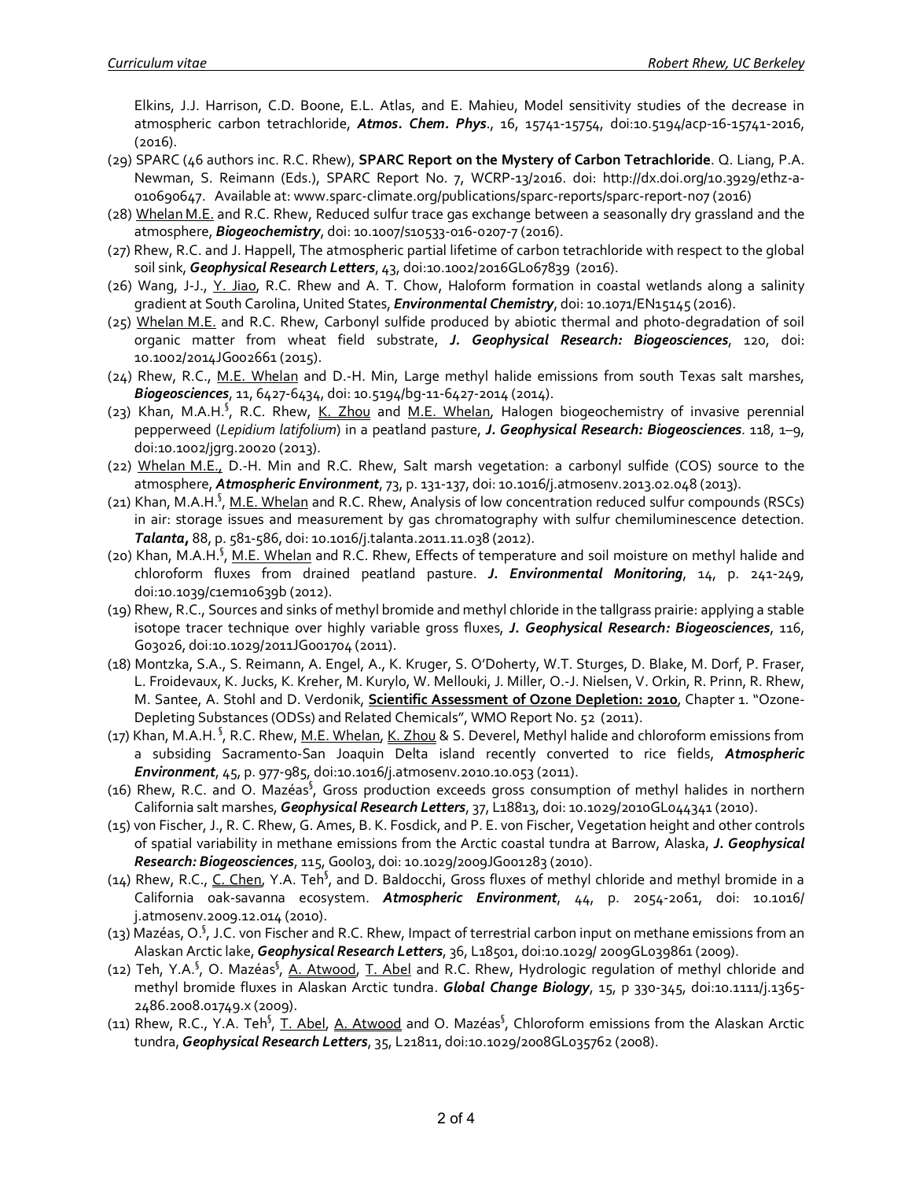Elkins, J.J. Harrison, C.D. Boone, E.L. Atlas, and E. Mahieu, Model sensitivity studies of the decrease in atmospheric carbon tetrachloride, ***Atmos. Chem. Phys***., 16, 15741-15754, doi:10.5194/acp-16-15741-2016, (2016).

(29) SPARC (46 authors inc. R.C. Rhew), **SPARC Report on the Mystery of Carbon Tetrachloride**. Q. Liang, P.A. Newman, S. Reimann (Eds.), SPARC Report No. 7, WCRP-13/2016. doi: http://dx.doi.org/10.3929/ethz-a-010690647. Available at: www.sparc-climate.org/publications/sparc-reports/sparc-report-no7 (2016)

(28) <u>Whelan M.E.</u> and R.C. Rhew, Reduced sulfur trace gas exchange between a seasonally dry grassland and the atmosphere, ***Biogeochemistry***, doi: 10.1007/s10533-016-0207-7 (2016).

(27) Rhew, R.C. and J. Happell, The atmospheric partial lifetime of carbon tetrachloride with respect to the global soil sink, ***Geophysical Research Letters***, 43, doi:10.1002/2016GL067839 (2016).

(26) Wang, J-J., <u>Y. Jiao</u>, R.C. Rhew and A. T. Chow, Haloform formation in coastal wetlands along a salinity gradient at South Carolina, United States, ***Environmental Chemistry***, doi: 10.1071/EN15145 (2016).

(25) <u>Whelan M.E.</u> and R.C. Rhew, Carbonyl sulfide produced by abiotic thermal and photo-degradation of soil organic matter from wheat field substrate, ***J. Geophysical Research: Biogeosciences***, 120, doi: 10.1002/2014JG002661 (2015).

(24) Rhew, R.C., <u>M.E. Whelan</u> and D.-H. Min, Large methyl halide emissions from south Texas salt marshes, ***Biogeosciences***, 11, 6427-6434, doi: 10.5194/bg-11-6427-2014 (2014).

(23) Khan, M.A.H.[§], R.C. Rhew, <u>K. Zhou</u> and <u>M.E. Whelan</u>, Halogen biogeochemistry of invasive perennial pepperweed (*Lepidium latifolium*) in a peatland pasture, ***J. Geophysical Research: Biogeosciences***. 118, 1–9, doi:10.1002/jgrg.20020 (2013).

(22) <u>Whelan M.E.,</u> D.-H. Min and R.C. Rhew, Salt marsh vegetation: a carbonyl sulfide (COS) source to the atmosphere, ***Atmospheric Environment***, 73, p. 131-137, doi: 10.1016/j.atmosenv.2013.02.048 (2013).

(21) Khan, M.A.H.[§], <u>M.E. Whelan</u> and R.C. Rhew, Analysis of low concentration reduced sulfur compounds (RSCs) in air: storage issues and measurement by gas chromatography with sulfur chemiluminescence detection. ***Talanta*,** 88, p. 581-586, doi: 10.1016/j.talanta.2011.11.038 (2012).

(20) Khan, M.A.H.[§], <u>M.E. Whelan</u> and R.C. Rhew, Effects of temperature and soil moisture on methyl halide and chloroform fluxes from drained peatland pasture. ***J. Environmental Monitoring***, 14, p. 241-249, doi:10.1039/c1em10639b (2012).

(19) Rhew, R.C., Sources and sinks of methyl bromide and methyl chloride in the tallgrass prairie: applying a stable isotope tracer technique over highly variable gross fluxes, ***J. Geophysical Research: Biogeosciences***, 116, G03026, doi:10.1029/2011JG001704 (2011).

(18) Montzka, S.A., S. Reimann, A. Engel, A., K. Kruger, S. O'Doherty, W.T. Sturges, D. Blake, M. Dorf, P. Fraser, L. Froidevaux, K. Jucks, K. Kreher, M. Kurylo, W. Mellouki, J. Miller, O.-J. Nielsen, V. Orkin, R. Prinn, R. Rhew, M. Santee, A. Stohl and D. Verdonik, <u>**Scientific Assessment of Ozone Depletion: 2010**</u>, Chapter 1. "Ozone-Depleting Substances (ODSs) and Related Chemicals", WMO Report No. 52 (2011).

(17) Khan, M.A.H. [§], R.C. Rhew, <u>M.E. Whelan</u>, <u>K. Zhou</u> & S. Deverel, Methyl halide and chloroform emissions from a subsiding Sacramento-San Joaquin Delta island recently converted to rice fields, ***Atmospheric Environment***, 45, p. 977-985, doi:10.1016/j.atmosenv.2010.10.053 (2011).

(16) Rhew, R.C. and O. Mazéas[§], Gross production exceeds gross consumption of methyl halides in northern California salt marshes, ***Geophysical Research Letters***, 37, L18813, doi: 10.1029/2010GL044341 (2010).

(15) von Fischer, J., R. C. Rhew, G. Ames, B. K. Fosdick, and P. E. von Fischer, Vegetation height and other controls of spatial variability in methane emissions from the Arctic coastal tundra at Barrow, Alaska, ***J. Geophysical Research: Biogeosciences***, 115, G00I03, doi: 10.1029/2009JG001283 (2010).

(14) Rhew, R.C., <u>C. Chen</u>, Y.A. Teh[§], and D. Baldocchi, Gross fluxes of methyl chloride and methyl bromide in a California oak-savanna ecosystem. ***Atmospheric Environment***, 44, p. 2054-2061, doi: 10.1016/ j.atmosenv.2009.12.014 (2010).

(13) Mazéas, O.[§], J.C. von Fischer and R.C. Rhew, Impact of terrestrial carbon input on methane emissions from an Alaskan Arctic lake, ***Geophysical Research Letters***, 36, L18501, doi:10.1029/ 2009GL039861 (2009).

(12) Teh, Y.A.[§], O. Mazéas[§], <u>A. Atwood</u>, <u>T. Abel</u> and R.C. Rhew, Hydrologic regulation of methyl chloride and methyl bromide fluxes in Alaskan Arctic tundra. ***Global Change Biology***, 15, p 330-345, doi:10.1111/j.1365-2486.2008.01749.x (2009).

(11) Rhew, R.C., Y.A. Teh[§], <u>T. Abel</u>, <u>A. Atwood</u> and O. Mazéas[§], Chloroform emissions from the Alaskan Arctic tundra, ***Geophysical Research Letters***, 35, L21811, doi:10.1029/2008GL035762 (2008).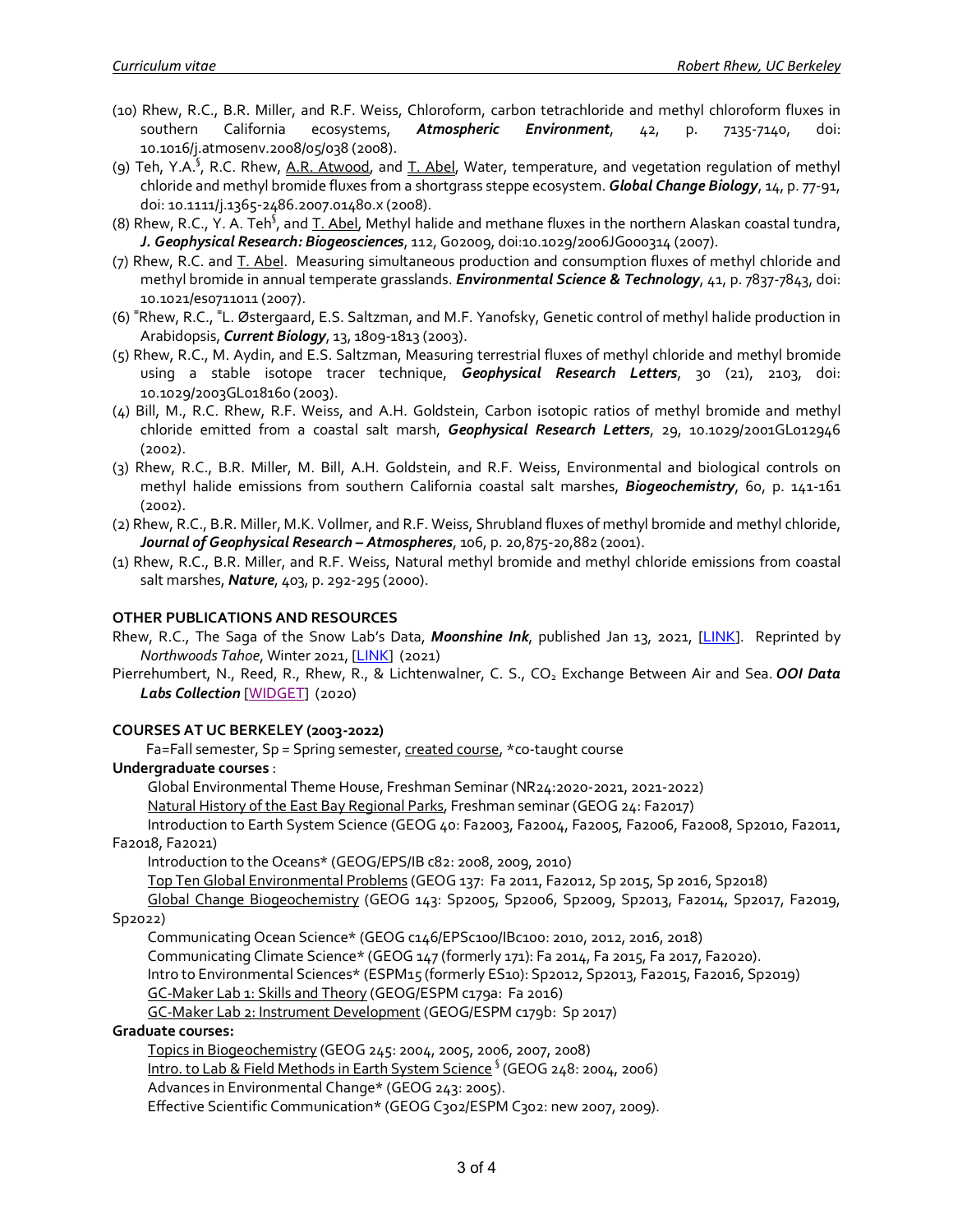(10) Rhew, R.C., B.R. Miller, and R.F. Weiss, Chloroform, carbon tetrachloride and methyl chloroform fluxes in southern California ecosystems, ***Atmospheric Environment***, 42, p. 7135-7140, doi: 10.1016/j.atmosenv.2008/05/038 (2008).

(9) Teh, Y.A.[§], R.C. Rhew, A.R. Atwood, and T. Abel, Water, temperature, and vegetation regulation of methyl chloride and methyl bromide fluxes from a shortgrass steppe ecosystem. ***Global Change Biology***, 14, p. 77-91, doi: 10.1111/j.1365-2486.2007.01480.x (2008).

(8) Rhew, R.C., Y. A. Teh[§], and T. Abel, Methyl halide and methane fluxes in the northern Alaskan coastal tundra, ***J. Geophysical Research: Biogeosciences***, 112, G02009, doi:10.1029/2006JG000314 (2007).

(7) Rhew, R.C. and T. Abel. Measuring simultaneous production and consumption fluxes of methyl chloride and methyl bromide in annual temperate grasslands. ***Environmental Science & Technology***, 41, p. 7837-7843, doi: 10.1021/es0711011 (2007).

(6) [=]Rhew, R.C., [=]L. Østergaard, E.S. Saltzman, and M.F. Yanofsky, Genetic control of methyl halide production in Arabidopsis, ***Current Biology***, 13, 1809-1813 (2003).

(5) Rhew, R.C., M. Aydin, and E.S. Saltzman, Measuring terrestrial fluxes of methyl chloride and methyl bromide using a stable isotope tracer technique, ***Geophysical Research Letters***, 30 (21), 2103, doi: 10.1029/2003GL018160 (2003).

(4) Bill, M., R.C. Rhew, R.F. Weiss, and A.H. Goldstein, Carbon isotopic ratios of methyl bromide and methyl chloride emitted from a coastal salt marsh, ***Geophysical Research Letters***, 29, 10.1029/2001GL012946 (2002).

(3) Rhew, R.C., B.R. Miller, M. Bill, A.H. Goldstein, and R.F. Weiss, Environmental and biological controls on methyl halide emissions from southern California coastal salt marshes, ***Biogeochemistry***, 60, p. 141-161 (2002).

(2) Rhew, R.C., B.R. Miller, M.K. Vollmer, and R.F. Weiss, Shrubland fluxes of methyl bromide and methyl chloride, ***Journal of Geophysical Research – Atmospheres***, 106, p. 20,875-20,882 (2001).

(1) Rhew, R.C., B.R. Miller, and R.F. Weiss, Natural methyl bromide and methyl chloride emissions from coastal salt marshes, ***Nature***, 403, p. 292-295 (2000).

## OTHER PUBLICATIONS AND RESOURCES

Rhew, R.C., The Saga of the Snow Lab's Data, ***Moonshine Ink***, published Jan 13, 2021, [LINK]. Reprinted by *Northwoods Tahoe*, Winter 2021, [LINK] (2021)

Pierrehumbert, N., Reed, R., Rhew, R., & Lichtenwalner, C. S., $CO_2$ Exchange Between Air and Sea. ***OOI Data Labs Collection*** [WIDGET] (2020)

## COURSES AT UC BERKELEY (2003-2022)

Fa=Fall semester, Sp = Spring semester, created course, *co-taught course

**Undergraduate courses**:

- Global Environmental Theme House, Freshman Seminar (NR24:2020-2021, 2021-2022)
- Natural History of the East Bay Regional Parks, Freshman seminar (GEOG 24: Fa2017)
- Introduction to Earth System Science (GEOG 40: Fa2003, Fa2004, Fa2005, Fa2006, Fa2008, Sp2010, Fa2011, Fa2018, Fa2021)
- Introduction to the Oceans* (GEOG/EPS/IB c82: 2008, 2009, 2010)
- Top Ten Global Environmental Problems (GEOG 137: Fa 2011, Fa2012, Sp 2015, Sp 2016, Sp2018)
- Global Change Biogeochemistry (GEOG 143: Sp2005, Sp2006, Sp2009, Sp2013, Fa2014, Sp2017, Fa2019, Sp2022)
- Communicating Ocean Science* (GEOG c146/EPSc100/IBc100: 2010, 2012, 2016, 2018)
- Communicating Climate Science* (GEOG 147 (formerly 171): Fa 2014, Fa 2015, Fa 2017, Fa2020).
- Intro to Environmental Sciences* (ESPM15 (formerly ES10): Sp2012, Sp2013, Fa2015, Fa2016, Sp2019)
- GC-Maker Lab 1: Skills and Theory (GEOG/ESPM c179a: Fa 2016)
- GC-Maker Lab 2: Instrument Development (GEOG/ESPM c179b: Sp 2017)

**Graduate courses:**

- Topics in Biogeochemistry (GEOG 245: 2004, 2005, 2006, 2007, 2008)
- Intro. to Lab & Field Methods in Earth System Science [§] (GEOG 248: 2004, 2006)
- Advances in Environmental Change* (GEOG 243: 2005).
- Effective Scientific Communication* (GEOG C302/ESPM C302: new 2007, 2009).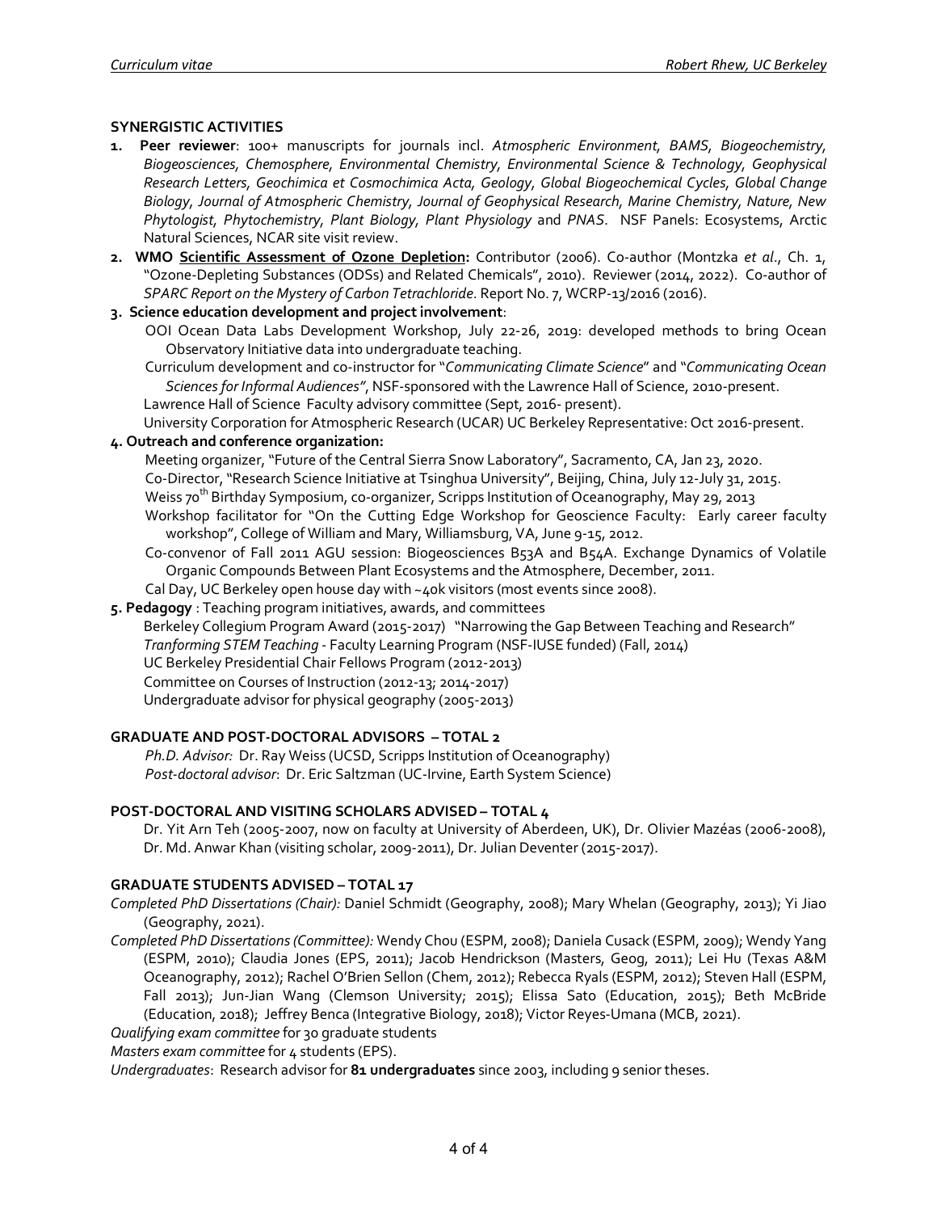## SYNERGISTIC ACTIVITIES

1. **Peer reviewer**: 100+ manuscripts for journals incl. *Atmospheric Environment, BAMS, Biogeochemistry, Biogeosciences, Chemosphere, Environmental Chemistry, Environmental Science & Technology, Geophysical Research Letters, Geochimica et Cosmochimica Acta, Geology, Global Biogeochemical Cycles, Global Change Biology, Journal of Atmospheric Chemistry, Journal of Geophysical Research, Marine Chemistry, Nature, New Phytologist, Phytochemistry, Plant Biology, Plant Physiology* and *PNAS*. NSF Panels: Ecosystems, Arctic Natural Sciences, NCAR site visit review.
2. **WMO Scientific Assessment of Ozone Depletion:** Contributor (2006). Co-author (Montzka *et al*., Ch. 1, "Ozone-Depleting Substances (ODSs) and Related Chemicals", 2010). Reviewer (2014, 2022). Co-author of *SPARC Report on the Mystery of Carbon Tetrachloride*. Report No. 7, WCRP-13/2016 (2016).
3. **Science education development and project involvement**:
   - OOI Ocean Data Labs Development Workshop, July 22-26, 2019: developed methods to bring Ocean Observatory Initiative data into undergraduate teaching.
   - Curriculum development and co-instructor for "*Communicating Climate Science*" and "*Communicating Ocean Sciences for Informal Audiences"*, NSF-sponsored with the Lawrence Hall of Science, 2010-present.
   - Lawrence Hall of Science Faculty advisory committee (Sept, 2016- present).
   - University Corporation for Atmospheric Research (UCAR) UC Berkeley Representative: Oct 2016-present.
4. **Outreach and conference organization:**
   - Meeting organizer, "Future of the Central Sierra Snow Laboratory", Sacramento, CA, Jan 23, 2020.
   - Co-Director, "Research Science Initiative at Tsinghua University", Beijing, China, July 12-July 31, 2015.
   - Weiss 70th Birthday Symposium, co-organizer, Scripps Institution of Oceanography, May 29, 2013
   - Workshop facilitator for "On the Cutting Edge Workshop for Geoscience Faculty: Early career faculty workshop", College of William and Mary, Williamsburg, VA, June 9-15, 2012.
   - Co-convenor of Fall 2011 AGU session: Biogeosciences B53A and B54A. Exchange Dynamics of Volatile Organic Compounds Between Plant Ecosystems and the Atmosphere, December, 2011.
   - Cal Day, UC Berkeley open house day with ~40k visitors (most events since 2008).
5. **Pedagogy** : Teaching program initiatives, awards, and committees
   - Berkeley Collegium Program Award (2015-2017) "Narrowing the Gap Between Teaching and Research"
   - *Tranforming STEM Teaching* - Faculty Learning Program (NSF-IUSE funded) (Fall, 2014)
   - UC Berkeley Presidential Chair Fellows Program (2012-2013)
   - Committee on Courses of Instruction (2012-13; 2014-2017)
   - Undergraduate advisor for physical geography (2005-2013)

## GRADUATE AND POST-DOCTORAL ADVISORS – TOTAL 2

*Ph.D. Advisor:* Dr. Ray Weiss (UCSD, Scripps Institution of Oceanography)
*Post-doctoral advisor*: Dr. Eric Saltzman (UC-Irvine, Earth System Science)

## POST-DOCTORAL AND VISITING SCHOLARS ADVISED – TOTAL 4

Dr. Yit Arn Teh (2005-2007, now on faculty at University of Aberdeen, UK), Dr. Olivier Mazéas (2006-2008), Dr. Md. Anwar Khan (visiting scholar, 2009-2011), Dr. Julian Deventer (2015-2017).

## GRADUATE STUDENTS ADVISED – TOTAL 17

*Completed PhD Dissertations (Chair):* Daniel Schmidt (Geography, 2008); Mary Whelan (Geography, 2013); Yi Jiao (Geography, 2021).

*Completed PhD Dissertations (Committee):* Wendy Chou (ESPM, 2008); Daniela Cusack (ESPM, 2009); Wendy Yang (ESPM, 2010); Claudia Jones (EPS, 2011); Jacob Hendrickson (Masters, Geog, 2011); Lei Hu (Texas A&M Oceanography, 2012); Rachel O'Brien Sellon (Chem, 2012); Rebecca Ryals (ESPM, 2012); Steven Hall (ESPM, Fall 2013); Jun-Jian Wang (Clemson University; 2015); Elissa Sato (Education, 2015); Beth McBride (Education, 2018); Jeffrey Benca (Integrative Biology, 2018); Victor Reyes-Umana (MCB, 2021).

*Qualifying exam committee* for 30 graduate students

*Masters exam committee* for 4 students (EPS).

*Undergraduates*: Research advisor for **81 undergraduates** since 2003, including 9 senior theses.